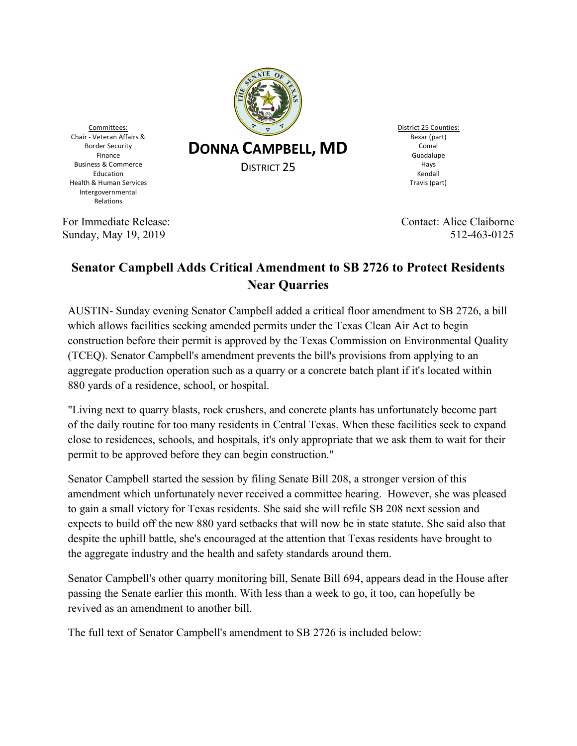Committees:
Chair - Veteran Affairs & Border Security
Finance
Business & Commerce
Education
Health & Human Services
Intergovernmental Relations

**DONNA CAMPBELL, MD**

DISTRICT 25

District 25 Counties:
Bexar (part)
Comal
Guadalupe
Hays
Kendall
Travis (part)

For Immediate Release:
Sunday, May 19, 2019

Contact: Alice Claiborne
512-463-0125

## Senator Campbell Adds Critical Amendment to SB 2726 to Protect Residents Near Quarries

AUSTIN- Sunday evening Senator Campbell added a critical floor amendment to SB 2726, a bill which allows facilities seeking amended permits under the Texas Clean Air Act to begin construction before their permit is approved by the Texas Commission on Environmental Quality (TCEQ). Senator Campbell's amendment prevents the bill's provisions from applying to an aggregate production operation such as a quarry or a concrete batch plant if it's located within 880 yards of a residence, school, or hospital.

"Living next to quarry blasts, rock crushers, and concrete plants has unfortunately become part of the daily routine for too many residents in Central Texas. When these facilities seek to expand close to residences, schools, and hospitals, it's only appropriate that we ask them to wait for their permit to be approved before they can begin construction."

Senator Campbell started the session by filing Senate Bill 208, a stronger version of this amendment which unfortunately never received a committee hearing. However, she was pleased to gain a small victory for Texas residents. She said she will refile SB 208 next session and expects to build off the new 880 yard setbacks that will now be in state statute. She said also that despite the uphill battle, she's encouraged at the attention that Texas residents have brought to the aggregate industry and the health and safety standards around them.

Senator Campbell's other quarry monitoring bill, Senate Bill 694, appears dead in the House after passing the Senate earlier this month. With less than a week to go, it too, can hopefully be revived as an amendment to another bill.

The full text of Senator Campbell's amendment to SB 2726 is included below: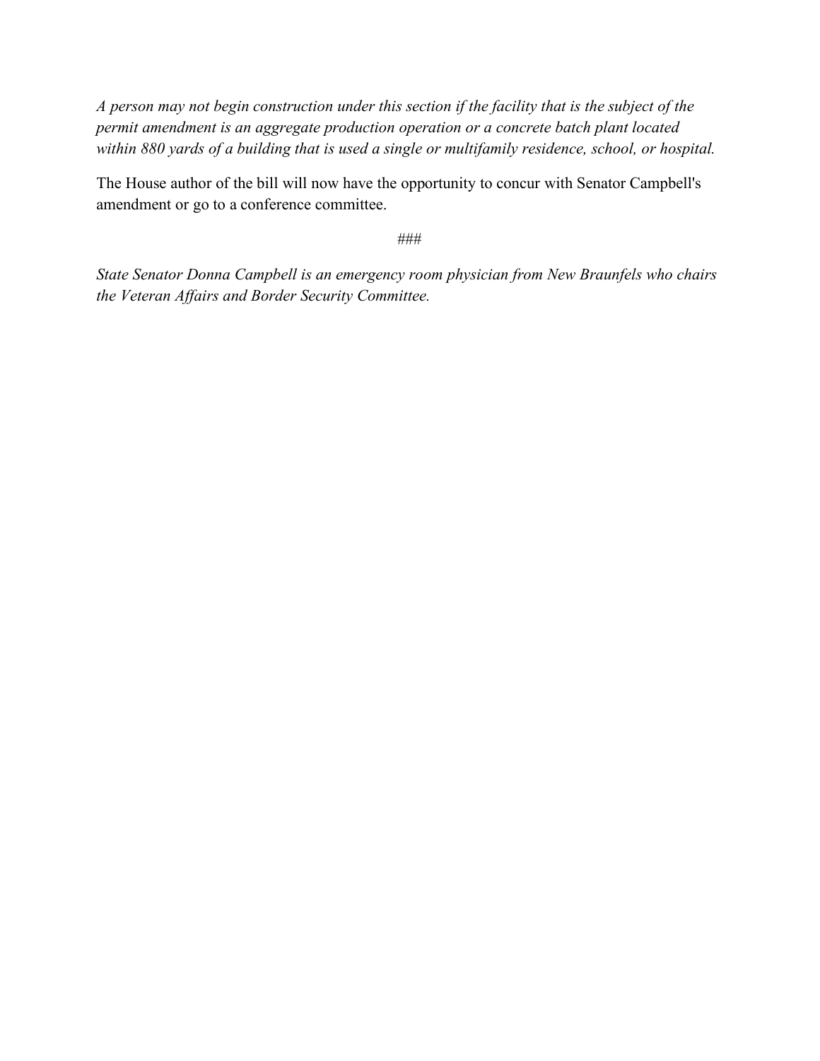*A person may not begin construction under this section if the facility that is the subject of the permit amendment is an aggregate production operation or a concrete batch plant located within 880 yards of a building that is used a single or multifamily residence, school, or hospital.*

The House author of the bill will now have the opportunity to concur with Senator Campbell's amendment or go to a conference committee.

###

*State Senator Donna Campbell is an emergency room physician from New Braunfels who chairs the Veteran Affairs and Border Security Committee.*